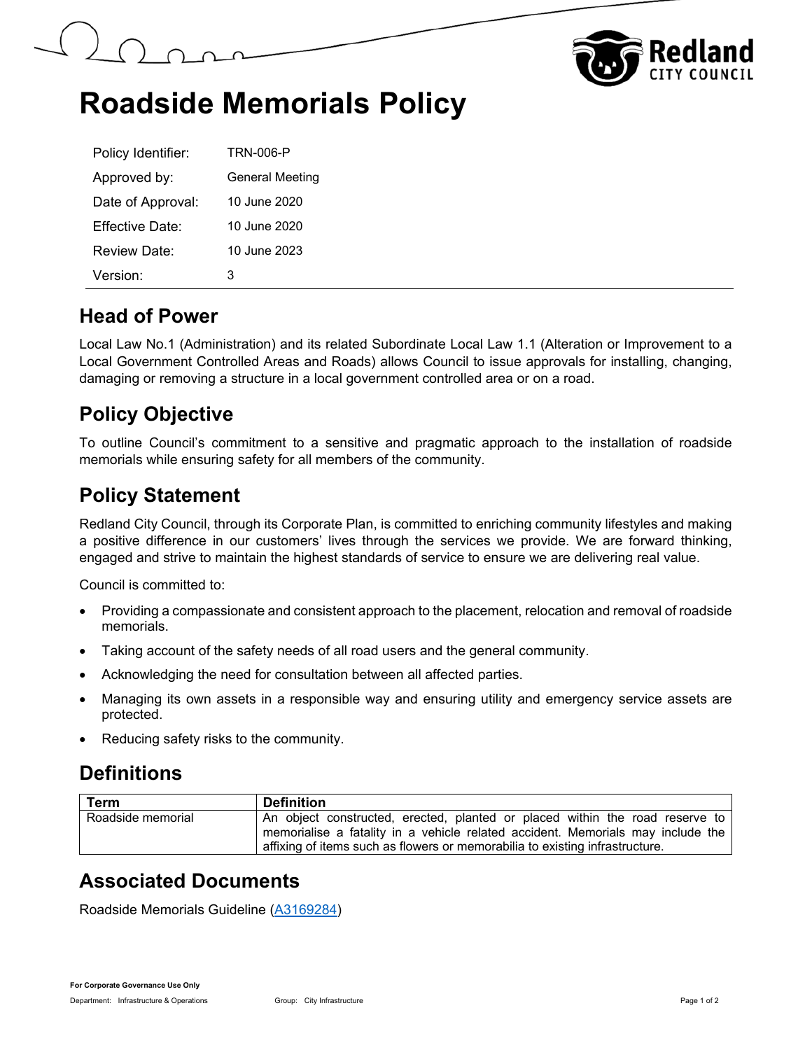# Roadside Memorials Policy

| | |
|---|---|
| Policy Identifier: | TRN-006-P |
| Approved by: | General Meeting |
| Date of Approval: | 10 June 2020 |
| Effective Date: | 10 June 2020 |
| Review Date: | 10 June 2023 |
| Version: | 3 |

## Head of Power

Local Law No.1 (Administration) and its related Subordinate Local Law 1.1 (Alteration or Improvement to a Local Government Controlled Areas and Roads) allows Council to issue approvals for installing, changing, damaging or removing a structure in a local government controlled area or on a road.

## Policy Objective

To outline Council's commitment to a sensitive and pragmatic approach to the installation of roadside memorials while ensuring safety for all members of the community.

## Policy Statement

Redland City Council, through its Corporate Plan, is committed to enriching community lifestyles and making a positive difference in our customers' lives through the services we provide. We are forward thinking, engaged and strive to maintain the highest standards of service to ensure we are delivering real value.

Council is committed to:

- Providing a compassionate and consistent approach to the placement, relocation and removal of roadside memorials.
- Taking account of the safety needs of all road users and the general community.
- Acknowledging the need for consultation between all affected parties.
- Managing its own assets in a responsible way and ensuring utility and emergency service assets are protected.
- Reducing safety risks to the community.

## Definitions

| Term | Definition |
|---|---|
| Roadside memorial | An object constructed, erected, planted or placed within the road reserve to memorialise a fatality in a vehicle related accident. Memorials may include the affixing of items such as flowers or memorabilia to existing infrastructure. |

## Associated Documents

Roadside Memorials Guideline (A3169284)

For Corporate Governance Use Only

Department: Infrastructure & Operations Group: City Infrastructure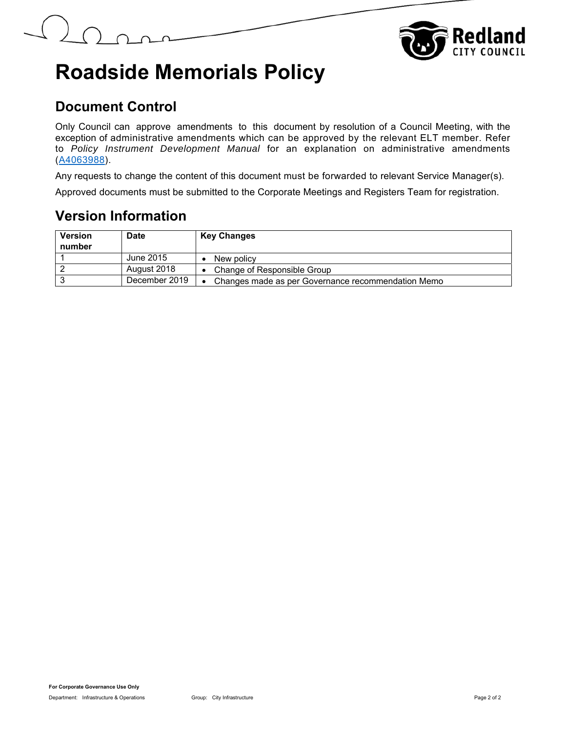# Roadside Memorials Policy

## Document Control

Only Council can approve amendments to this document by resolution of a Council Meeting, with the exception of administrative amendments which can be approved by the relevant ELT member. Refer to *Policy Instrument Development Manual* for an explanation on administrative amendments (A4063988).

Any requests to change the content of this document must be forwarded to relevant Service Manager(s).

Approved documents must be submitted to the Corporate Meetings and Registers Team for registration.

## Version Information

| Version number | Date | Key Changes |
|---|---|---|
| 1 | June 2015 | • New policy |
| 2 | August 2018 | • Change of Responsible Group |
| 3 | December 2019 | • Changes made as per Governance recommendation Memo |

**For Corporate Governance Use Only**

Department: Infrastructure & Operations　　Group: City Infrastructure